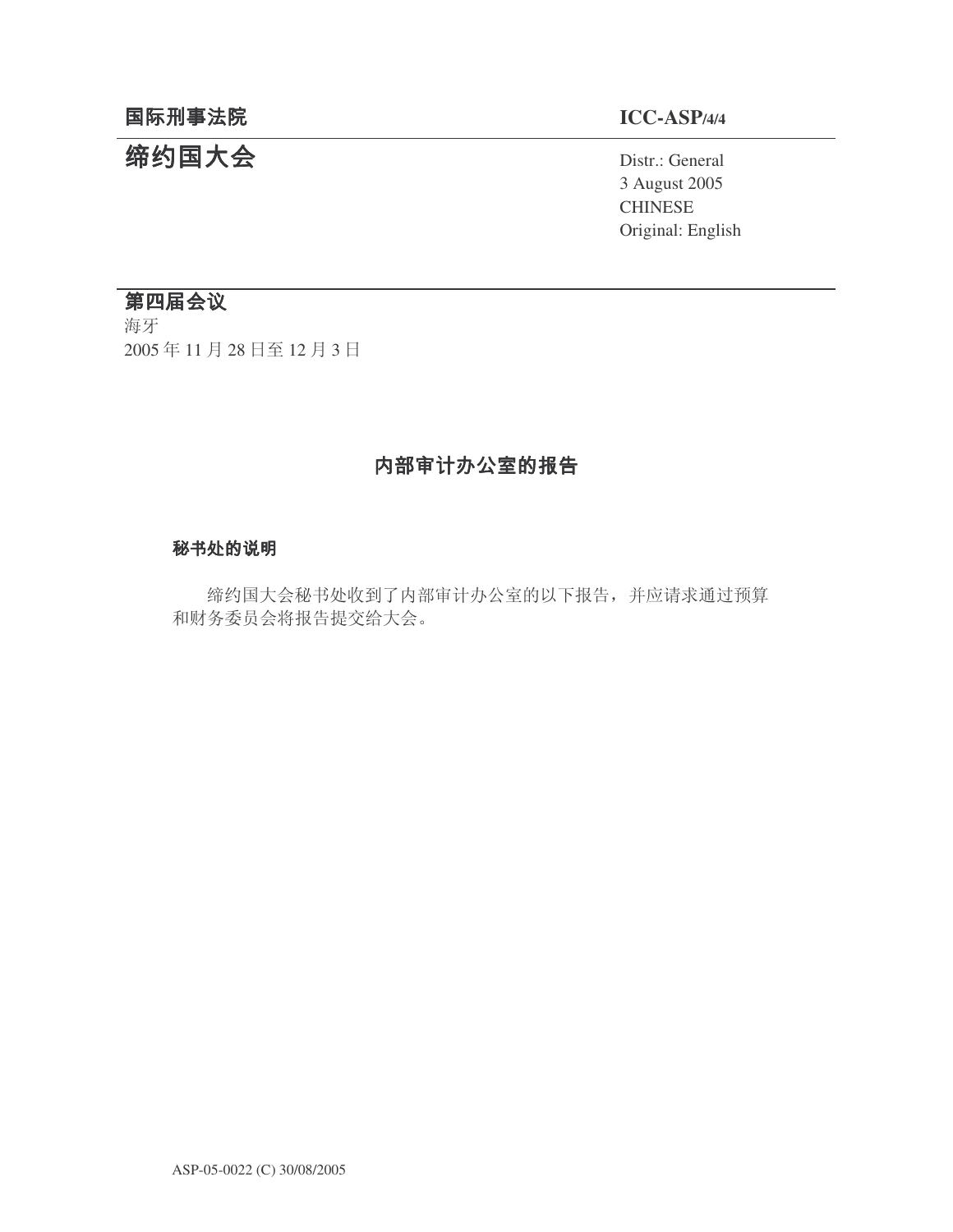国际刑事法院 **ICC-ASP/4/4**

# 缔约国大会

Distr.: General
3 August 2005
CHINESE
Original: English

**第四届会议**
海牙
2005 年 11 月 28 日至 12 月 3 日

## 内部审计办公室的报告

### 秘书处的说明

缔约国大会秘书处收到了内部审计办公室的以下报告，并应请求通过预算和财务委员会将报告提交给大会。

ASP-05-0022 (C) 30/08/2005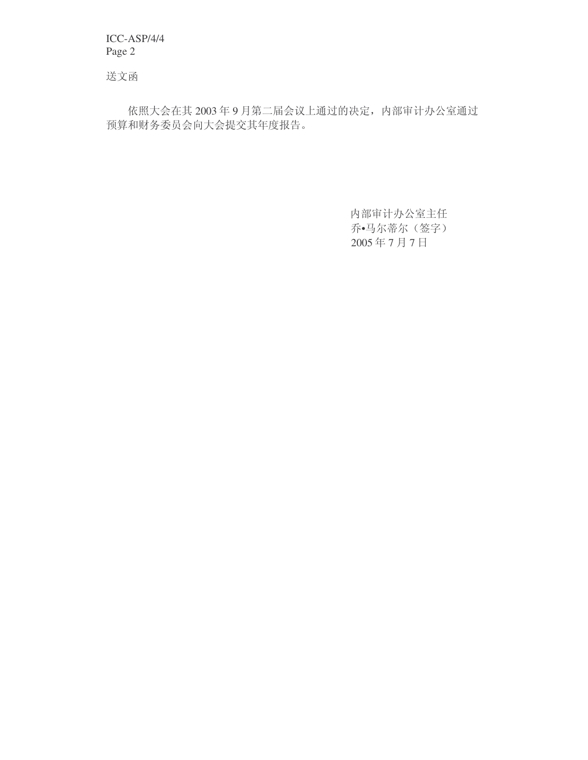送文函

依照大会在其 2003 年 9 月第二届会议上通过的决定，内部审计办公室通过预算和财务委员会向大会提交其年度报告。

内部审计办公室主任
乔•马尔蒂尔（签字）
2005 年 7 月 7 日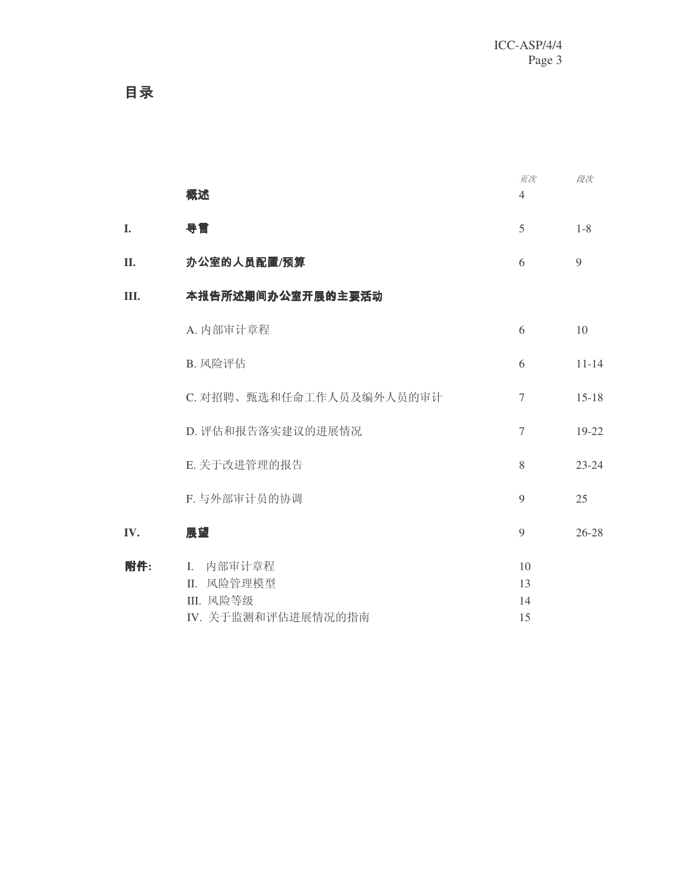# 目录

| | | 页次 | 段次 |
|---|---|---|---|
| | **概述** | 4 | |
| **I.** | **导言** | 5 | 1-8 |
| **II.** | **办公室的人员配置/预算** | 6 | 9 |
| **III.** | **本报告所述期间办公室开展的主要活动** | | |
| | A. 内部审计章程 | 6 | 10 |
| | B. 风险评估 | 6 | 11-14 |
| | C. 对招聘、甄选和任命工作人员及编外人员的审计 | 7 | 15-18 |
| | D. 评估和报告落实建议的进展情况 | 7 | 19-22 |
| | E. 关于改进管理的报告 | 8 | 23-24 |
| | F. 与外部审计员的协调 | 9 | 25 |
| **IV.** | **展望** | 9 | 26-28 |
| **附件:** | I. 内部审计章程 | 10 | |
| | II. 风险管理模型 | 13 | |
| | III. 风险等级 | 14 | |
| | IV. 关于监测和评估进展情况的指南 | 15 | |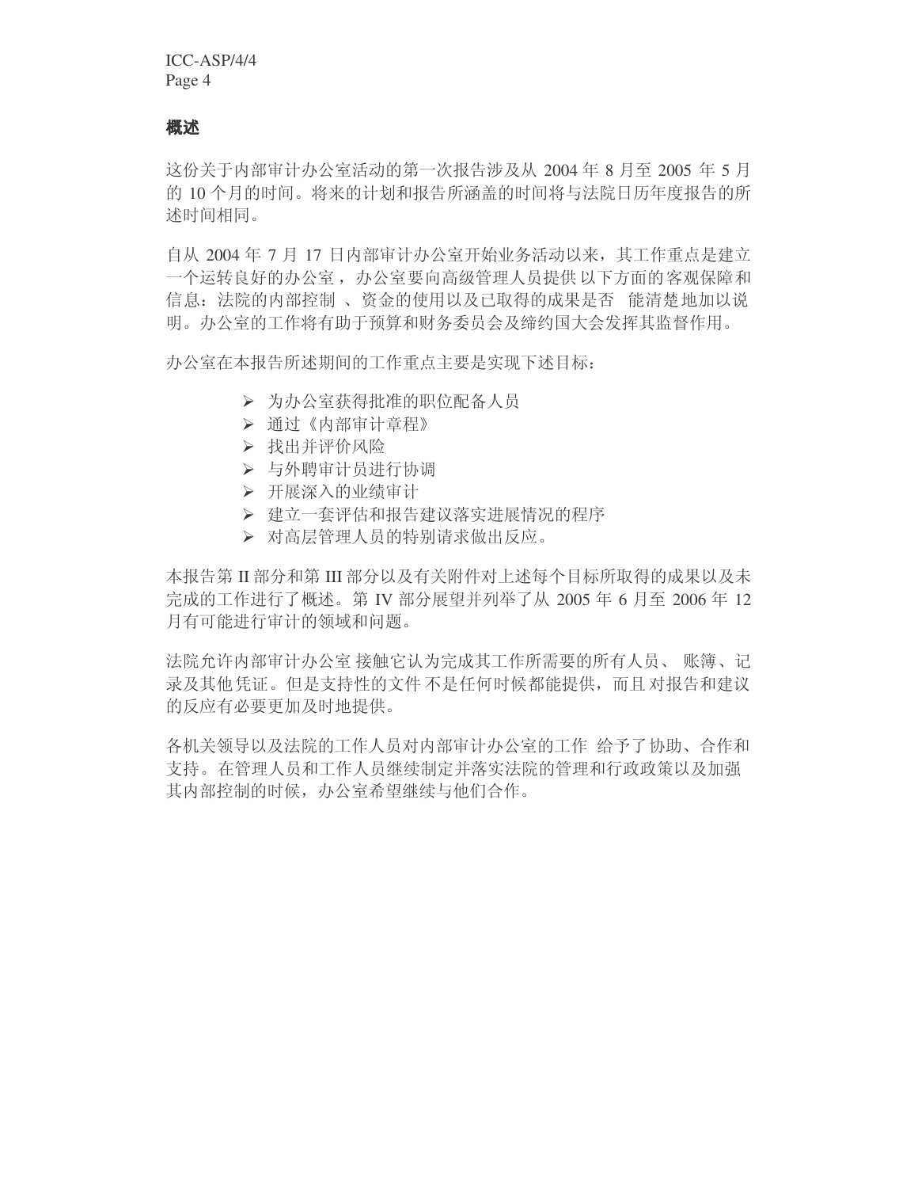## 概述

这份关于内部审计办公室活动的第一次报告涉及从 2004 年 8 月至 2005 年 5 月的 10 个月的时间。将来的计划和报告所涵盖的时间将与法院日历年度报告的所述时间相同。

自从 2004 年 7 月 17 日内部审计办公室开始业务活动以来，其工作重点是建立一个运转良好的办公室，办公室要向高级管理人员提供以下方面的客观保障和信息：法院的内部控制、资金的使用以及已取得的成果是否能清楚地加以说明。办公室的工作将有助于预算和财务委员会及缔约国大会发挥其监督作用。

办公室在本报告所述期间的工作重点主要是实现下述目标：

- 为办公室获得批准的职位配备人员
- 通过《内部审计章程》
- 找出并评价风险
- 与外聘审计员进行协调
- 开展深入的业绩审计
- 建立一套评估和报告建议落实进展情况的程序
- 对高层管理人员的特别请求做出反应。

本报告第 II 部分和第 III 部分以及有关附件对上述每个目标所取得的成果以及未完成的工作进行了概述。第 IV 部分展望并列举了从 2005 年 6 月至 2006 年 12 月有可能进行审计的领域和问题。

法院允许内部审计办公室接触它认为完成其工作所需要的所有人员、账簿、记录及其他凭证。但是支持性的文件不是任何时候都能提供，而且对报告和建议的反应有必要更加及时地提供。

各机关领导以及法院的工作人员对内部审计办公室的工作给予了协助、合作和支持。在管理人员和工作人员继续制定并落实法院的管理和行政政策以及加强其内部控制的时候，办公室希望继续与他们合作。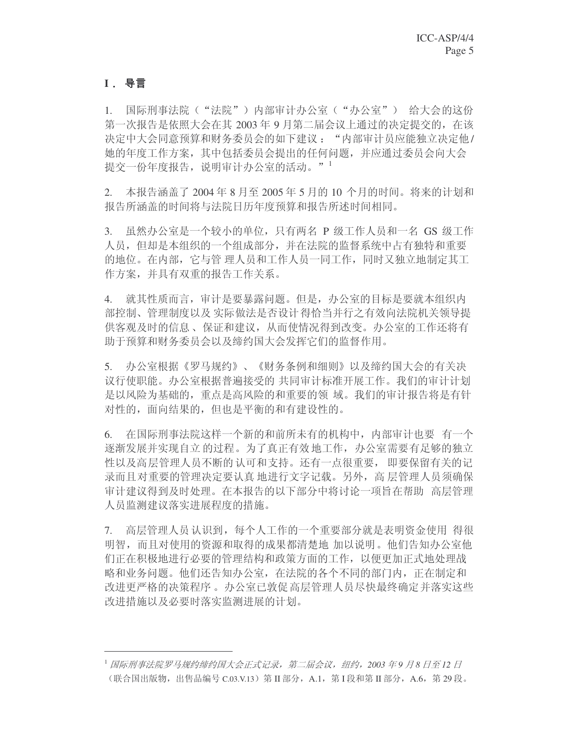## I． 导言

1. 国际刑事法院（“法院”）内部审计办公室（“办公室”） 给大会的这份第一次报告是依照大会在其 2003 年 9 月第二届会议上通过的决定提交的，在该决定中大会同意预算和财务委员会的如下建议：“内部审计员应能独立决定他/她的年度工作方案，其中包括委员会提出的任何问题，并应通过委员会向大会提交一份年度报告，说明审计办公室的活动。”[1]

2. 本报告涵盖了 2004 年 8 月至 2005 年 5 月的 10 个月的时间。将来的计划和报告所涵盖的时间将与法院日历年度预算和报告所述时间相同。

3. 虽然办公室是一个较小的单位，只有两名 P 级工作人员和一名 GS 级工作人员，但却是本组织的一个组成部分，并在法院的监督系统中占有独特和重要的地位。在内部，它与管理人员和工作人员一同工作，同时又独立地制定其工作方案，并具有双重的报告工作关系。

4. 就其性质而言，审计是要暴露问题。但是，办公室的目标是要就本组织内部控制、管理制度以及实际做法是否设计得恰当并行之有效向法院机关领导提供客观及时的信息、保证和建议，从而使情况得到改变。办公室的工作还将有助于预算和财务委员会以及缔约国大会发挥它们的监督作用。

5. 办公室根据《罗马规约》、《财务条例和细则》以及缔约国大会的有关决议行使职能。办公室根据普遍接受的共同审计标准开展工作。我们的审计计划是以风险为基础的，重点是高风险的和重要的领域。我们的审计报告将是有针对性的，面向结果的，但也是平衡的和有建设性的。

6. 在国际刑事法院这样一个新的和前所未有的机构中，内部审计也要有一个逐渐发展并实现自立的过程。为了真正有效地工作，办公室需要有足够的独立性以及高层管理人员不断的认可和支持。还有一点很重要，即要保留有关的记录而且对重要的管理决定要认真地进行文字记载。另外，高层管理人员须确保审计建议得到及时处理。在本报告的以下部分中将讨论一项旨在帮助高层管理人员监测建议落实进展程度的措施。

7. 高层管理人员认识到，每个人工作的一个重要部分就是表明资金使用得很明智，而且对使用的资源和取得的成果都清楚地加以说明。他们告知办公室他们正在积极地进行必要的管理结构和政策方面的工作，以便更加正式地处理战略和业务问题。他们还告知办公室，在法院的各个不同的部门内，正在制定和改进更严格的决策程序。办公室已敦促高层管理人员尽快最终确定并落实这些改进措施以及必要时落实监测进展的计划。

---

[1] *国际刑事法院罗马规约缔约国大会正式记录，第二届会议，纽约，2003 年 9 月 8 日至 12 日*（联合国出版物，出售品编号 C.03.V.13）第 II 部分，A.1，第 I 段和第 II 部分，A.6，第 29 段。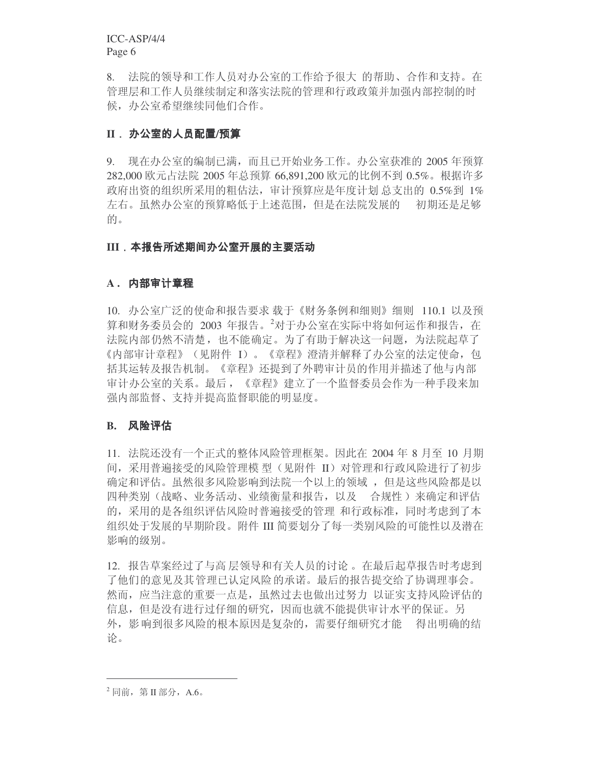8. 法院的领导和工作人员对办公室的工作给予很大的帮助、合作和支持。在管理层和工作人员继续制定和落实法院的管理和行政政策并加强内部控制的时候，办公室希望继续同他们合作。

## II．办公室的人员配置/预算

9. 现在办公室的编制已满，而且已开始业务工作。办公室获准的 2005 年预算 282,000 欧元占法院 2005 年总预算 66,891,200 欧元的比例不到 0.5%。根据许多政府出资的组织所采用的粗估法，审计预算应是年度计划总支出的 0.5%到 1%左右。虽然办公室的预算略低于上述范围，但是在法院发展的初期还是足够的。

## III．本报告所述期间办公室开展的主要活动

### A．内部审计章程

10. 办公室广泛的使命和报告要求载于《财务条例和细则》细则 110.1 以及预算和财务委员会的 2003 年报告。[2]对于办公室在实际中将如何运作和报告，在法院内部仍然不清楚，也不能确定。为了有助于解决这一问题，为法院起草了《内部审计章程》（见附件 I）。《章程》澄清并解释了办公室的法定使命，包括其运转及报告机制。《章程》还提到了外聘审计员的作用并描述了他与内部审计办公室的关系。最后，《章程》建立了一个监督委员会作为一种手段来加强内部监督、支持并提高监督职能的明显度。

### B. 风险评估

11. 法院还没有一个正式的整体风险管理框架。因此在 2004 年 8 月至 10 月期间，采用普遍接受的风险管理模型（见附件 II）对管理和行政风险进行了初步确定和评估。虽然很多风险影响到法院一个以上的领域，但是这些风险都是以四种类别（战略、业务活动、业绩衡量和报告，以及合规性）来确定和评估的，采用的是各组织评估风险时普遍接受的管理和行政标准，同时考虑到了本组织处于发展的早期阶段。附件 III 简要划分了每一类别风险的可能性以及潜在影响的级别。

12. 报告草案经过了与高层领导和有关人员的讨论。在最后起草报告时考虑到了他们的意见及其管理已认定风险的承诺。最后的报告提交给了协调理事会。然而，应当注意的重要一点是，虽然过去也做出过努力以证实支持风险评估的信息，但是没有进行过仔细的研究，因而也就不能提供审计水平的保证。另外，影响到很多风险的根本原因是复杂的，需要仔细研究才能得出明确的结论。

---

[2] 同前，第 II 部分，A.6。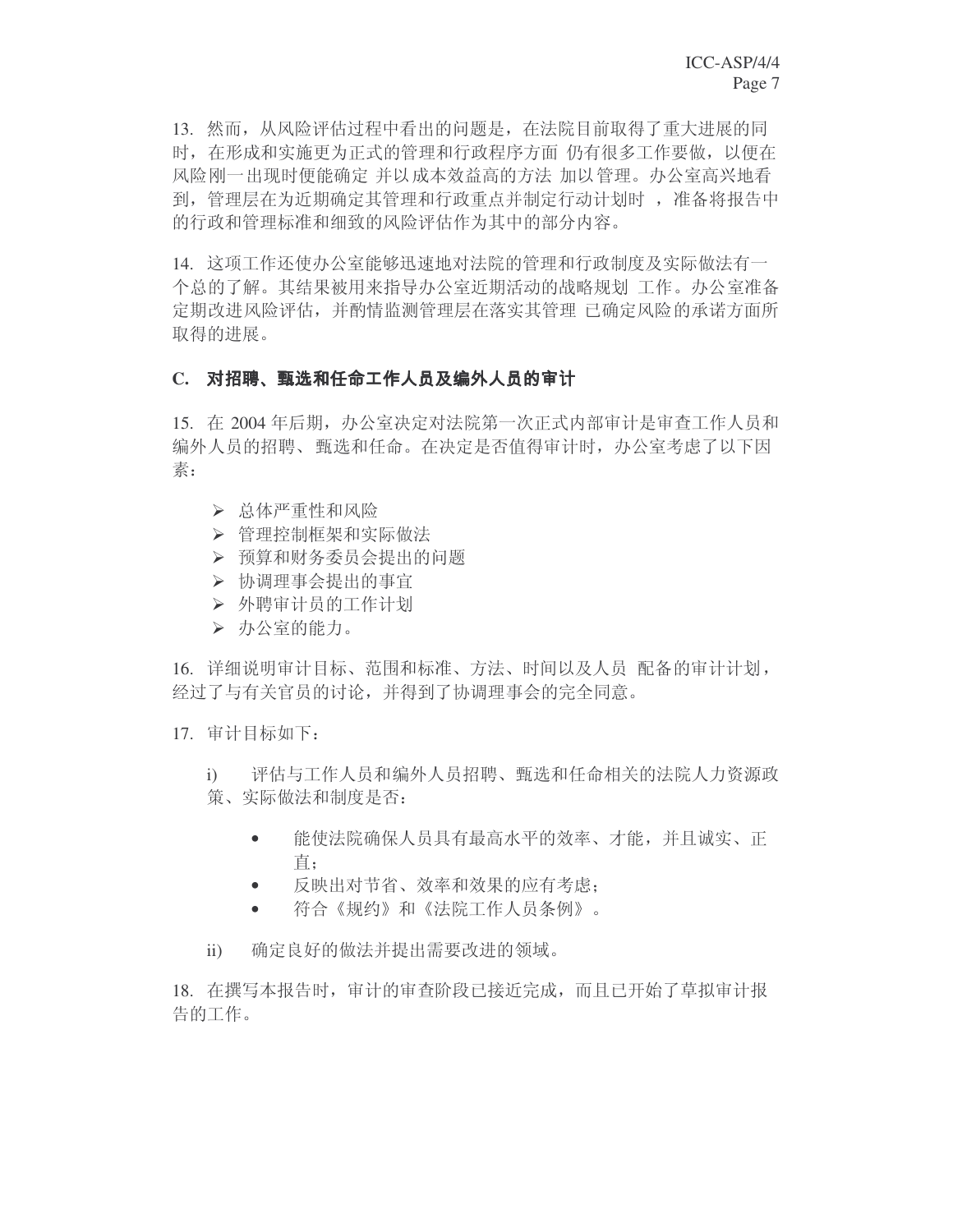13. 然而，从风险评估过程中看出的问题是，在法院目前取得了重大进展的同时，在形成和实施更为正式的管理和行政程序方面 仍有很多工作要做，以便在风险刚一出现时便能确定 并以成本效益高的方法 加以管理。办公室高兴地看到，管理层在为近期确定其管理和行政重点并制定行动计划时 ，准备将报告中的行政和管理标准和细致的风险评估作为其中的部分内容。

14. 这项工作还使办公室能够迅速地对法院的管理和行政制度及实际做法有一个总的了解。其结果被用来指导办公室近期活动的战略规划 工作。办公室准备定期改进风险评估，并酌情监测管理层在落实其管理 已确定风险的承诺方面所取得的进展。

### C. 对招聘、甄选和任命工作人员及编外人员的审计

15. 在 2004 年后期，办公室决定对法院第一次正式内部审计是审查工作人员和编外人员的招聘、甄选和任命。在决定是否值得审计时，办公室考虑了以下因素：

- 总体严重性和风险
- 管理控制框架和实际做法
- 预算和财务委员会提出的问题
- 协调理事会提出的事宜
- 外聘审计员的工作计划
- 办公室的能力。

16. 详细说明审计目标、范围和标准、方法、时间以及人员 配备的审计计划，经过了与有关官员的讨论，并得到了协调理事会的完全同意。

17. 审计目标如下：

i) 评估与工作人员和编外人员招聘、甄选和任命相关的法院人力资源政策、实际做法和制度是否：

- 能使法院确保人员具有最高水平的效率、才能，并且诚实、正直；
- 反映出对节省、效率和效果的应有考虑；
- 符合《规约》和《法院工作人员条例》。

ii) 确定良好的做法并提出需要改进的领域。

18. 在撰写本报告时，审计的审查阶段已接近完成，而且已开始了草拟审计报告的工作。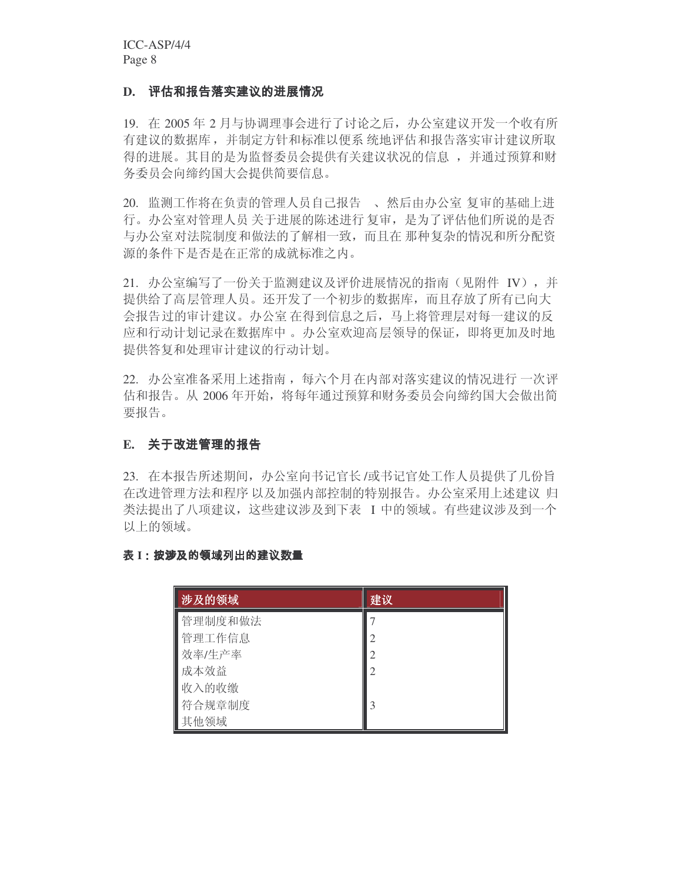## D. 评估和报告落实建议的进展情况

19. 在 2005 年 2 月与协调理事会进行了讨论之后，办公室建议开发一个收有所有建议的数据库，并制定方针和标准以便系统地评估和报告落实审计建议所取得的进展。其目的是为监督委员会提供有关建议状况的信息，并通过预算和财务委员会向缔约国大会提供简要信息。

20. 监测工作将在负责的管理人员自己报告、然后由办公室复审的基础上进行。办公室对管理人员关于进展的陈述进行复审，是为了评估他们所说的是否与办公室对法院制度和做法的了解相一致，而且在那种复杂的情况和所分配资源的条件下是否是在正常的成就标准之内。

21. 办公室编写了一份关于监测建议及评价进展情况的指南（见附件 IV），并提供给了高层管理人员。还开发了一个初步的数据库，而且存放了所有已向大会报告过的审计建议。办公室在得到信息之后，马上将管理层对每一建议的反应和行动计划记录在数据库中。办公室欢迎高层领导的保证，即将更加及时地提供答复和处理审计建议的行动计划。

22. 办公室准备采用上述指南，每六个月在内部对落实建议的情况进行一次评估和报告。从 2006 年开始，将每年通过预算和财务委员会向缔约国大会做出简要报告。

## E. 关于改进管理的报告

23. 在本报告所述期间，办公室向书记官长/或书记官处工作人员提供了几份旨在改进管理方法和程序以及加强内部控制的特别报告。办公室采用上述建议归类法提出了八项建议，这些建议涉及到下表 I 中的领域。有些建议涉及到一个以上的领域。

**表 I：按涉及的领域列出的建议数量**

| 涉及的领域 | 建议 |
| --- | --- |
| 管理制度和做法 | 7 |
| 管理工作信息 | 2 |
| 效率/生产率 | 2 |
| 成本效益 | 2 |
| 收入的收缴 | |
| 符合规章制度 | 3 |
| 其他领域 | |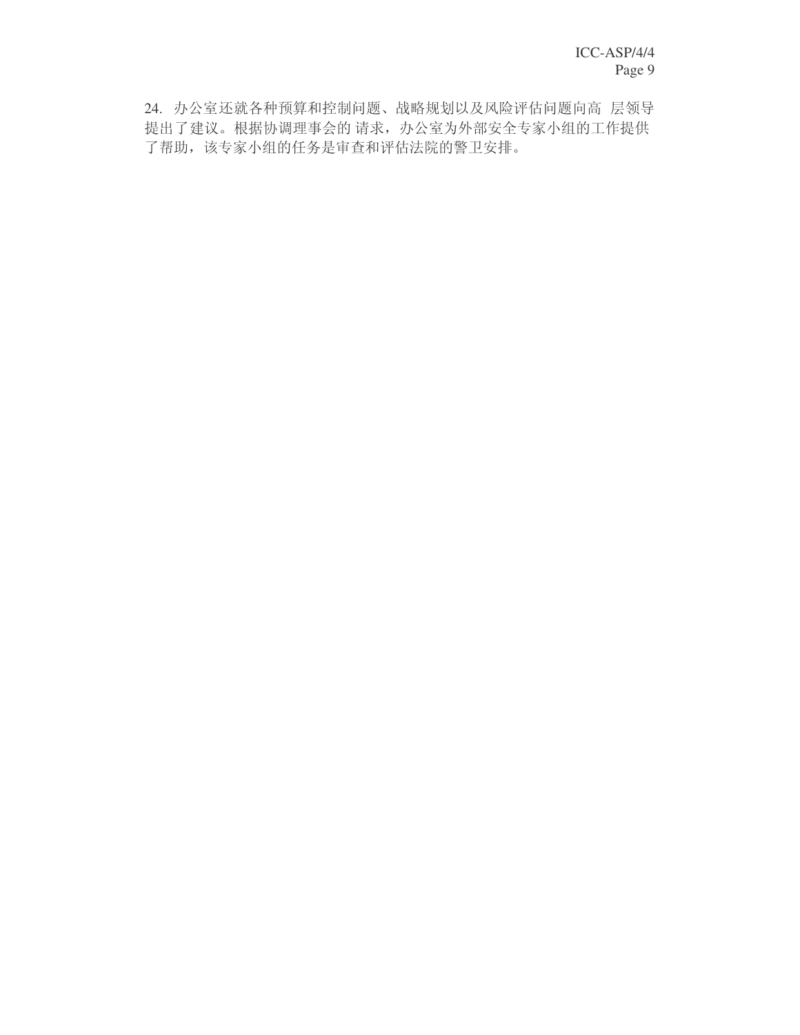24. 办公室还就各种预算和控制问题、战略规划以及风险评估问题向高层领导提出了建议。根据协调理事会的请求，办公室为外部安全专家小组的工作提供了帮助，该专家小组的任务是审查和评估法院的警卫安排。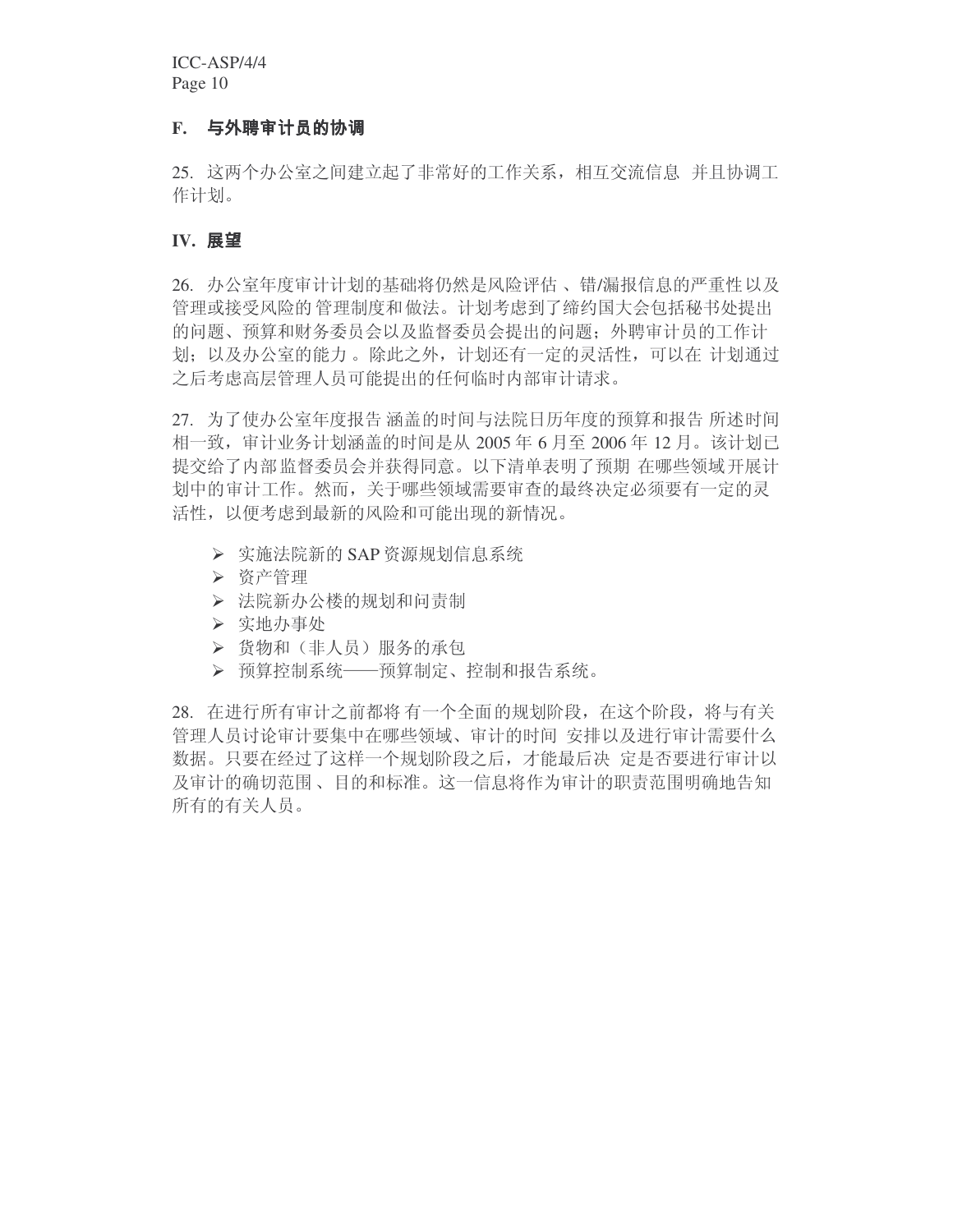### F. 与外聘审计员的协调

25. 这两个办公室之间建立起了非常好的工作关系，相互交流信息 并且协调工作计划。

## IV. 展望

26. 办公室年度审计计划的基础将仍然是风险评估 、错/漏报信息的严重性以及管理或接受风险的 管理制度和做法。计划考虑到了缔约国大会包括秘书处提出的问题、预算和财务委员会以及监督委员会提出的问题；外聘审计员的工作计划；以及办公室的能力 。除此之外，计划还有一定的灵活性，可以在 计划通过之后考虑高层管理人员可能提出的任何临时内部审计请求。

27. 为了使办公室年度报告 涵盖的时间与法院日历年度的预算和报告 所述时间相一致，审计业务计划涵盖的时间是从 2005 年 6 月至 2006 年 12 月。该计划已提交给了内部监督委员会并获得同意。以下清单表明了预期 在哪些领域开展计划中的审计工作。然而，关于哪些领域需要审查的最终决定必须要有一定的灵活性，以便考虑到最新的风险和可能出现的新情况。

- 实施法院新的 SAP 资源规划信息系统
- 资产管理
- 法院新办公楼的规划和问责制
- 实地办事处
- 货物和（非人员）服务的承包
- 预算控制系统——预算制定、控制和报告系统。

28. 在进行所有审计之前都将 有一个全面的规划阶段，在这个阶段，将与有关管理人员讨论审计要集中在哪些领域、审计的时间 安排以及进行审计需要什么数据。只要在经过了这样一个规划阶段之后，才能最后决 定是否要进行审计以及审计的确切范围 、目的和标准。这一信息将作为审计的职责范围明确地告知所有的有关人员。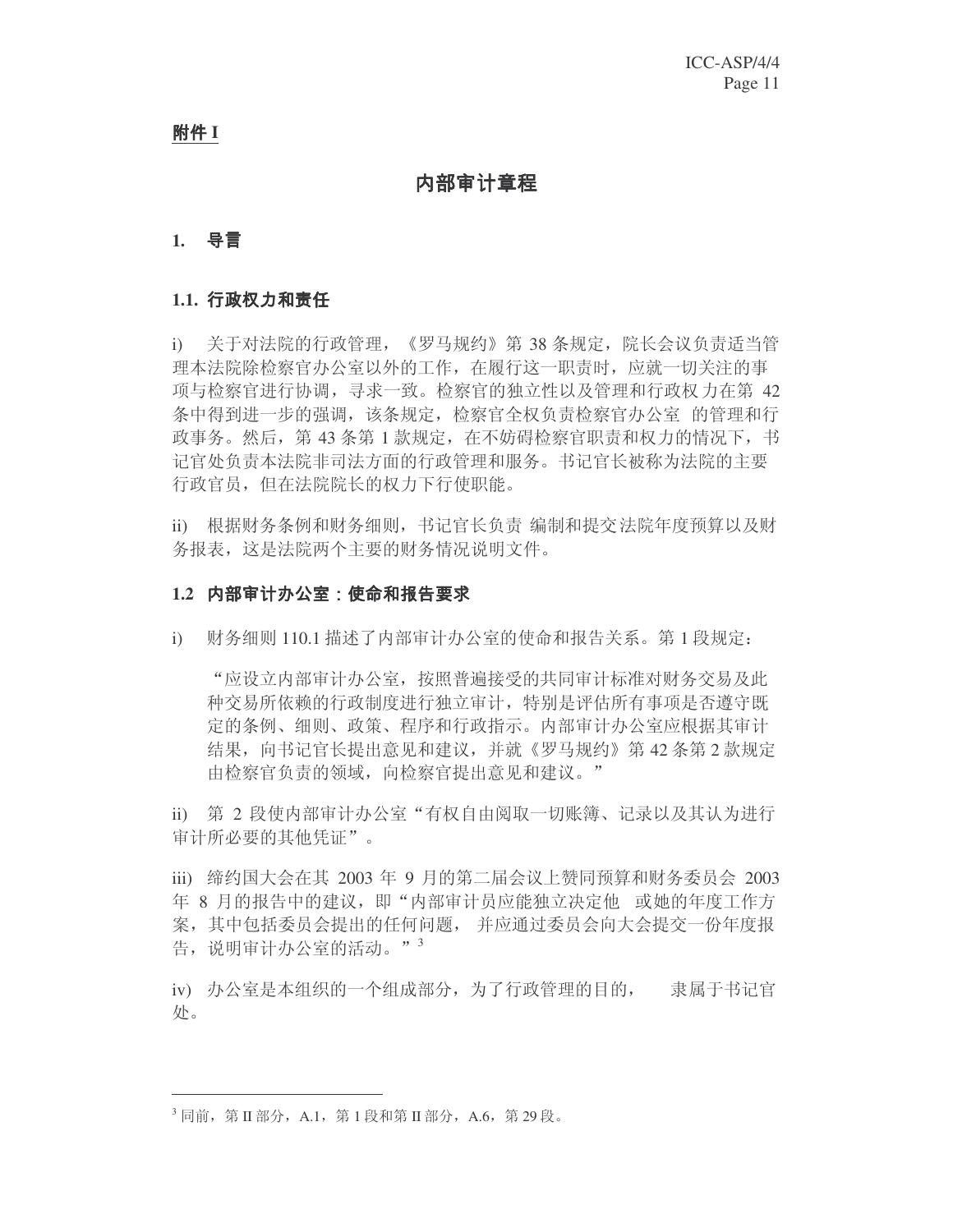**附件 I**

# 内部审计章程

## 1. 导言

### 1.1. 行政权力和责任

i) 关于对法院的行政管理，《罗马规约》第 38 条规定，院长会议负责适当管理本法院除检察官办公室以外的工作，在履行这一职责时，应就一切关注的事项与检察官进行协调，寻求一致。检察官的独立性以及管理和行政权力在第 42 条中得到进一步的强调，该条规定，检察官全权负责检察官办公室 的管理和行政事务。然后，第 43 条第 1 款规定，在不妨碍检察官职责和权力的情况下，书记官处负责本法院非司法方面的行政管理和服务。书记官长被称为法院的主要行政官员，但在法院院长的权力下行使职能。

ii) 根据财务条例和财务细则，书记官长负责 编制和提交法院年度预算以及财务报表，这是法院两个主要的财务情况说明文件。

### 1.2 内部审计办公室：使命和报告要求

i) 财务细则 110.1 描述了内部审计办公室的使命和报告关系。第 1 段规定：

> “应设立内部审计办公室，按照普遍接受的共同审计标准对财务交易及此种交易所依赖的行政制度进行独立审计，特别是评估所有事项是否遵守既定的条例、细则、政策、程序和行政指示。内部审计办公室应根据其审计结果，向书记官长提出意见和建议，并就《罗马规约》第 42 条第 2 款规定由检察官负责的领域，向检察官提出意见和建议。”

ii) 第 2 段使内部审计办公室“有权自由阅取一切账簿、记录以及其认为进行审计所必要的其他凭证”。

iii) 缔约国大会在其 2003 年 9 月的第二届会议上赞同预算和财务委员会 2003 年 8 月的报告中的建议，即“内部审计员应能独立决定他 或她的年度工作方案，其中包括委员会提出的任何问题， 并应通过委员会向大会提交一份年度报告，说明审计办公室的活动。”[3]

iv) 办公室是本组织的一个组成部分，为了行政管理的目的， 隶属于书记官处。

---

[3] 同前，第 II 部分，A.1，第 1 段和第 II 部分，A.6，第 29 段。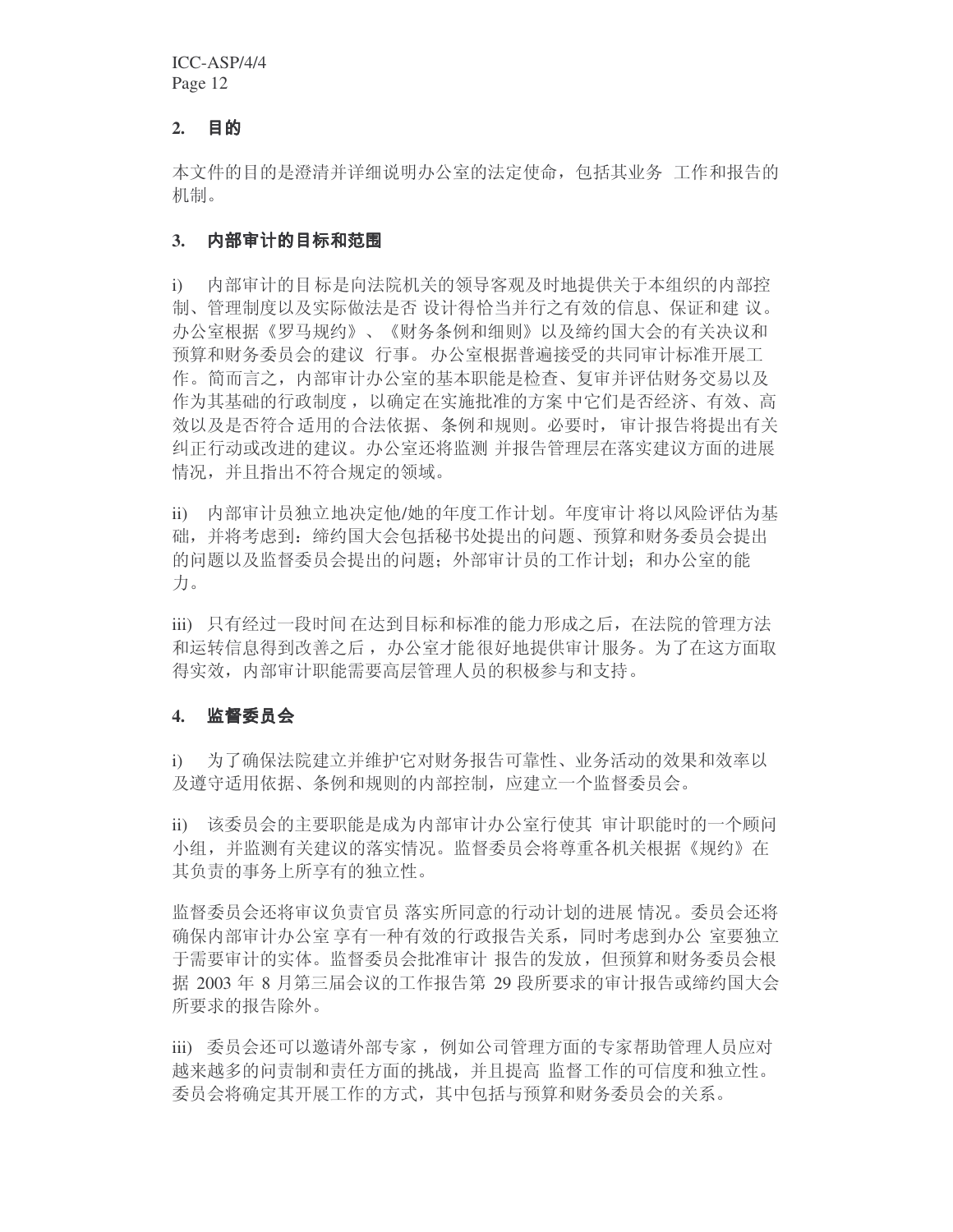## 2. 目的

本文件的目的是澄清并详细说明办公室的法定使命，包括其业务 工作和报告的机制。

## 3. 内部审计的目标和范围

i) 内部审计的目标是向法院机关的领导客观及时地提供关于本组织的内部控制、管理制度以及实际做法是否 设计得恰当并行之有效的信息、保证和建 议。办公室根据《罗马规约》、《财务条例和细则》以及缔约国大会的有关决议和预算和财务委员会的建议 行事。办公室根据普遍接受的共同审计标准开展工作。简而言之，内部审计办公室的基本职能是检查、复审并评估财务交易以及作为其基础的行政制度，以确定在实施批准的方案中它们是否经济、有效、高效以及是否符合适用的合法依据、条例和规则。必要时，审计报告将提出有关纠正行动或改进的建议。办公室还将监测 并报告管理层在落实建议方面的进展情况，并且指出不符合规定的领域。

ii) 内部审计员独立地决定他/她的年度工作计划。年度审计将以风险评估为基础，并将考虑到：缔约国大会包括秘书处提出的问题、预算和财务委员会提出的问题以及监督委员会提出的问题；外部审计员的工作计划；和办公室的能力。

iii) 只有经过一段时间在达到目标和标准的能力形成之后，在法院的管理方法和运转信息得到改善之后，办公室才能很好地提供审计服务。为了在这方面取得实效，内部审计职能需要高层管理人员的积极参与和支持。

## 4. 监督委员会

i) 为了确保法院建立并维护它对财务报告可靠性、业务活动的效果和效率以及遵守适用依据、条例和规则的内部控制，应建立一个监督委员会。

ii) 该委员会的主要职能是成为内部审计办公室行使其 审计职能时的一个顾问小组，并监测有关建议的落实情况。监督委员会将尊重各机关根据《规约》在其负责的事务上所享有的独立性。

监督委员会还将审议负责官员 落实所同意的行动计划的进展情况。委员会还将确保内部审计办公室享有一种有效的行政报告关系，同时考虑到办公 室要独立于需要审计的实体。监督委员会批准审计 报告的发放，但预算和财务委员会根据 2003 年 8 月第三届会议的工作报告第 29 段所要求的审计报告或缔约国大会所要求的报告除外。

iii) 委员会还可以邀请外部专家，例如公司管理方面的专家帮助管理人员应对越来越多的问责制和责任方面的挑战，并且提高 监督工作的可信度和独立性。委员会将确定其开展工作的方式，其中包括与预算和财务委员会的关系。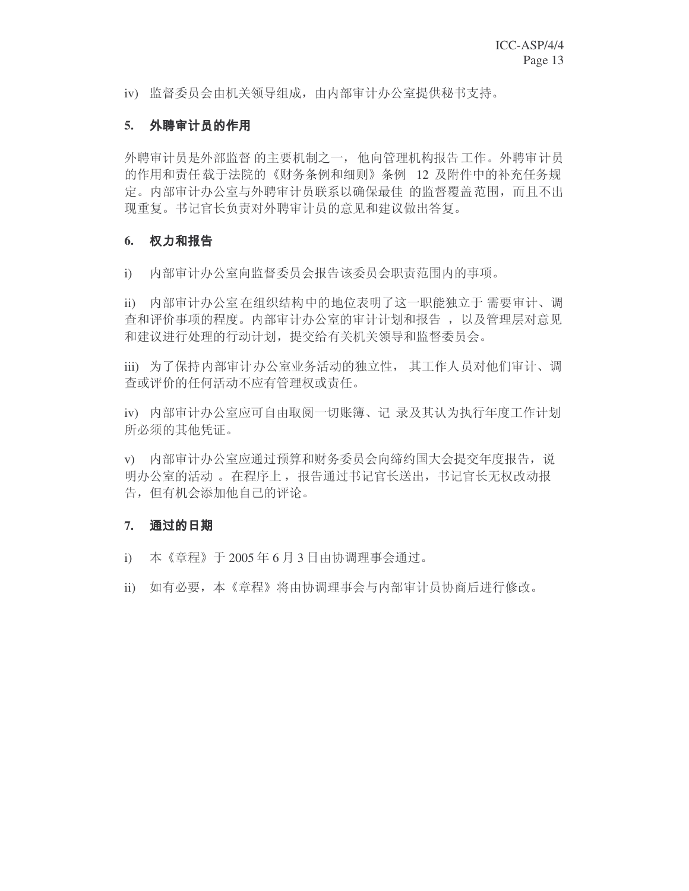iv) 监督委员会由机关领导组成，由内部审计办公室提供秘书支持。

## 5. 外聘审计员的作用

外聘审计员是外部监督的主要机制之一，他向管理机构报告工作。外聘审计员的作用和责任载于法院的《财务条例和细则》条例 12 及附件中的补充任务规定。内部审计办公室与外聘审计员联系以确保最佳的监督覆盖范围，而且不出现重复。书记官长负责对外聘审计员的意见和建议做出答复。

## 6. 权力和报告

i) 内部审计办公室向监督委员会报告该委员会职责范围内的事项。

ii) 内部审计办公室在组织结构中的地位表明了这一职能独立于需要审计、调查和评价事项的程度。内部审计办公室的审计计划和报告，以及管理层对意见和建议进行处理的行动计划，提交给有关机关领导和监督委员会。

iii) 为了保持内部审计办公室业务活动的独立性，其工作人员对他们审计、调查或评价的任何活动不应有管理权或责任。

iv) 内部审计办公室应可自由取阅一切账簿、记录及其认为执行年度工作计划所必须的其他凭证。

v) 内部审计办公室应通过预算和财务委员会向缔约国大会提交年度报告，说明办公室的活动。在程序上，报告通过书记官长送出，书记官长无权改动报告，但有机会添加他自己的评论。

## 7. 通过的日期

i) 本《章程》于 2005 年 6 月 3 日由协调理事会通过。

ii) 如有必要，本《章程》将由协调理事会与内部审计员协商后进行修改。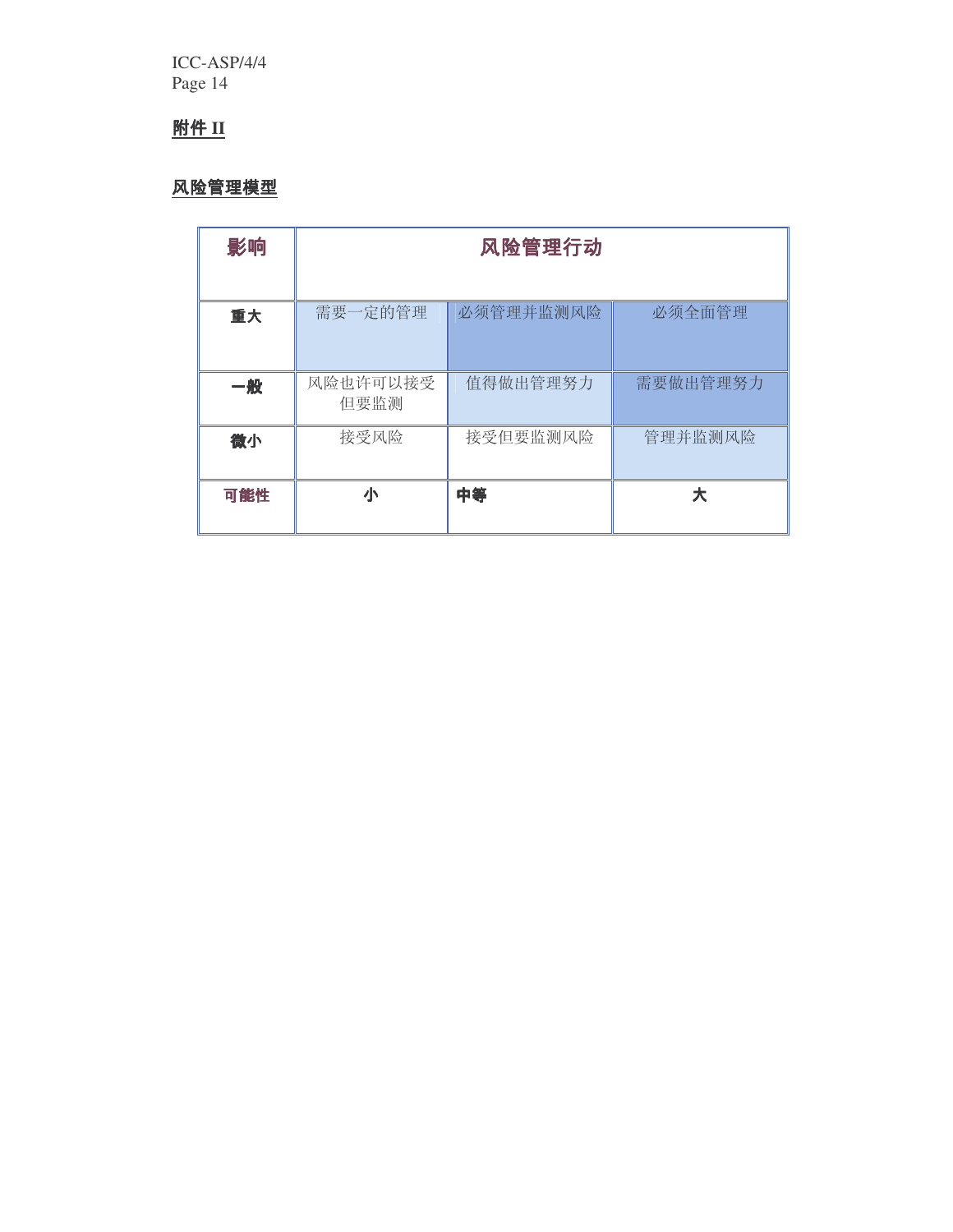## 附件 II

### 风险管理模型

| 影响 | 风险管理行动 | | |
|---|---|---|---|
| 重大 | 需要一定的管理 | 必须管理并监测风险 | 必须全面管理 |
| 一般 | 风险也许可以接受但要监测 | 值得做出管理努力 | 需要做出管理努力 |
| 微小 | 接受风险 | 接受但要监测风险 | 管理并监测风险 |
| 可能性 | 小 | 中等 | 大 |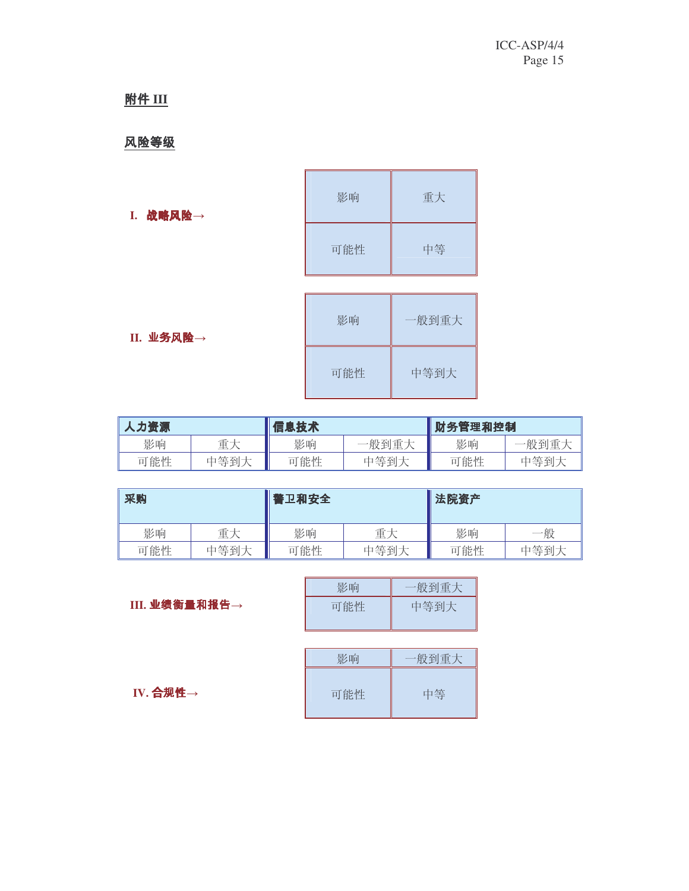## 附件 III

## 风险等级

**I. 战略风险→**

| 影响 | 重大 |
|---|---|
| 可能性 | 中等 |

**II. 业务风险→**

| 影响 | 一般到重大 |
|---|---|
| 可能性 | 中等到大 |

| 人力资源 | | 信息技术 | | 财务管理和控制 | |
|---|---|---|---|---|---|
| 影响 | 重大 | 影响 | 一般到重大 | 影响 | 一般到重大 |
| 可能性 | 中等到大 | 可能性 | 中等到大 | 可能性 | 中等到大 |

| 采购 | | 警卫和安全 | | 法院资产 | |
|---|---|---|---|---|---|
| 影响 | 重大 | 影响 | 重大 | 影响 | 一般 |
| 可能性 | 中等到大 | 可能性 | 中等到大 | 可能性 | 中等到大 |

**III. 业绩衡量和报告→**

| 影响 | 一般到重大 |
|---|---|
| 可能性 | 中等到大 |

**IV. 合规性→**

| 影响 | 一般到重大 |
|---|---|
| 可能性 | 中等 |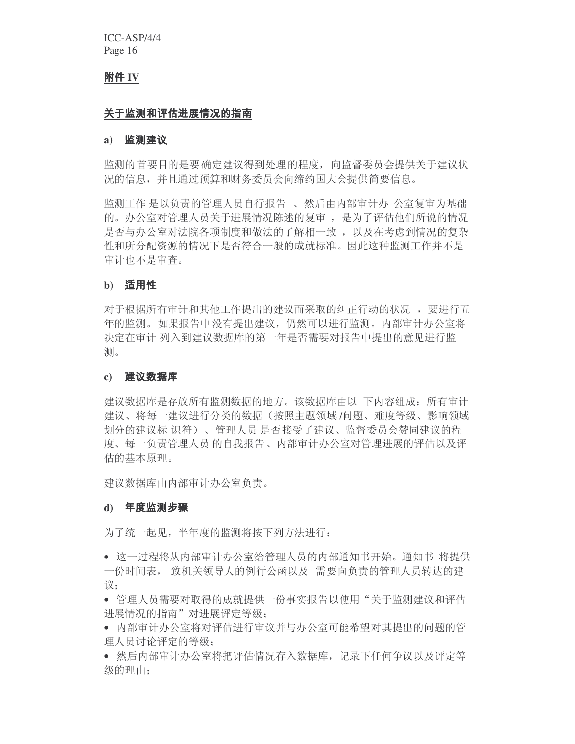## 附件 IV

### 关于监测和评估进展情况的指南

**a) 监测建议**

监测的首要目的是要确定建议得到处理的程度，向监督委员会提供关于建议状况的信息，并且通过预算和财务委员会向缔约国大会提供简要信息。

监测工作是以负责的管理人员自行报告、然后由内部审计办公室复审为基础的。办公室对管理人员关于进展情况陈述的复审，是为了评估他们所说的情况是否与办公室对法院各项制度和做法的了解相一致，以及在考虑到情况的复杂性和所分配资源的情况下是否符合一般的成就标准。因此这种监测工作并不是审计也不是审查。

**b) 适用性**

对于根据所有审计和其他工作提出的建议而采取的纠正行动的状况，要进行五年的监测。如果报告中没有提出建议，仍然可以进行监测。内部审计办公室将决定在审计列入到建议数据库的第一年是否需要对报告中提出的意见进行监测。

**c) 建议数据库**

建议数据库是存放所有监测数据的地方。该数据库由以下内容组成：所有审计建议、将每一建议进行分类的数据（按照主题领域/问题、难度等级、影响领域划分的建议标识符）、管理人员是否接受了建议、监督委员会赞同建议的程度、每一负责管理人员的自我报告、内部审计办公室对管理进展的评估以及评估的基本原理。

建议数据库由内部审计办公室负责。

**d) 年度监测步骤**

为了统一起见，半年度的监测将按下列方法进行：

- 这一过程将从内部审计办公室给管理人员的内部通知书开始。通知书将提供一份时间表，致机关领导人的例行公函以及需要向负责的管理人员转达的建议；
- 管理人员需要对取得的成就提供一份事实报告以使用"关于监测建议和评估进展情况的指南"对进展评定等级；
- 内部审计办公室将对评估进行审议并与办公室可能希望对其提出的问题的管理人员讨论评定的等级；
- 然后内部审计办公室将把评估情况存入数据库，记录下任何争议以及评定等级的理由；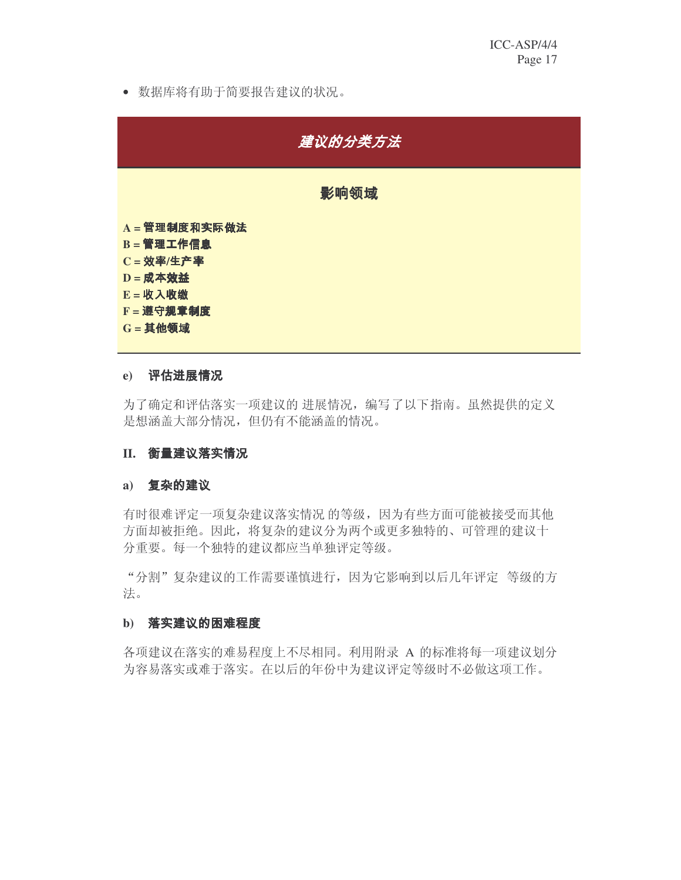- 数据库将有助于简要报告建议的状况。

***建议的分类方法***

**影响领域**

**A = 管理制度和实际做法**
**B = 管理工作信息**
**C = 效率/生产率**
**D = 成本效益**
**E = 收入收缴**
**F = 遵守规章制度**
**G = 其他领域**

**e) 评估进展情况**

为了确定和评估落实一项建议的 进展情况，编写了以下指南。虽然提供的定义是想涵盖大部分情况，但仍有不能涵盖的情况。

**II. 衡量建议落实情况**

**a) 复杂的建议**

有时很难评定一项复杂建议落实情况 的等级，因为有些方面可能被接受而其他方面却被拒绝。因此，将复杂的建议分为两个或更多独特的、可管理的建议十分重要。每一个独特的建议都应当单独评定等级。

“分割”复杂建议的工作需要谨慎进行，因为它影响到以后几年评定 等级的方法。

**b) 落实建议的困难程度**

各项建议在落实的难易程度上不尽相同。利用附录 A 的标准将每一项建议划分为容易落实或难于落实。在以后的年份中为建议评定等级时不必做这项工作。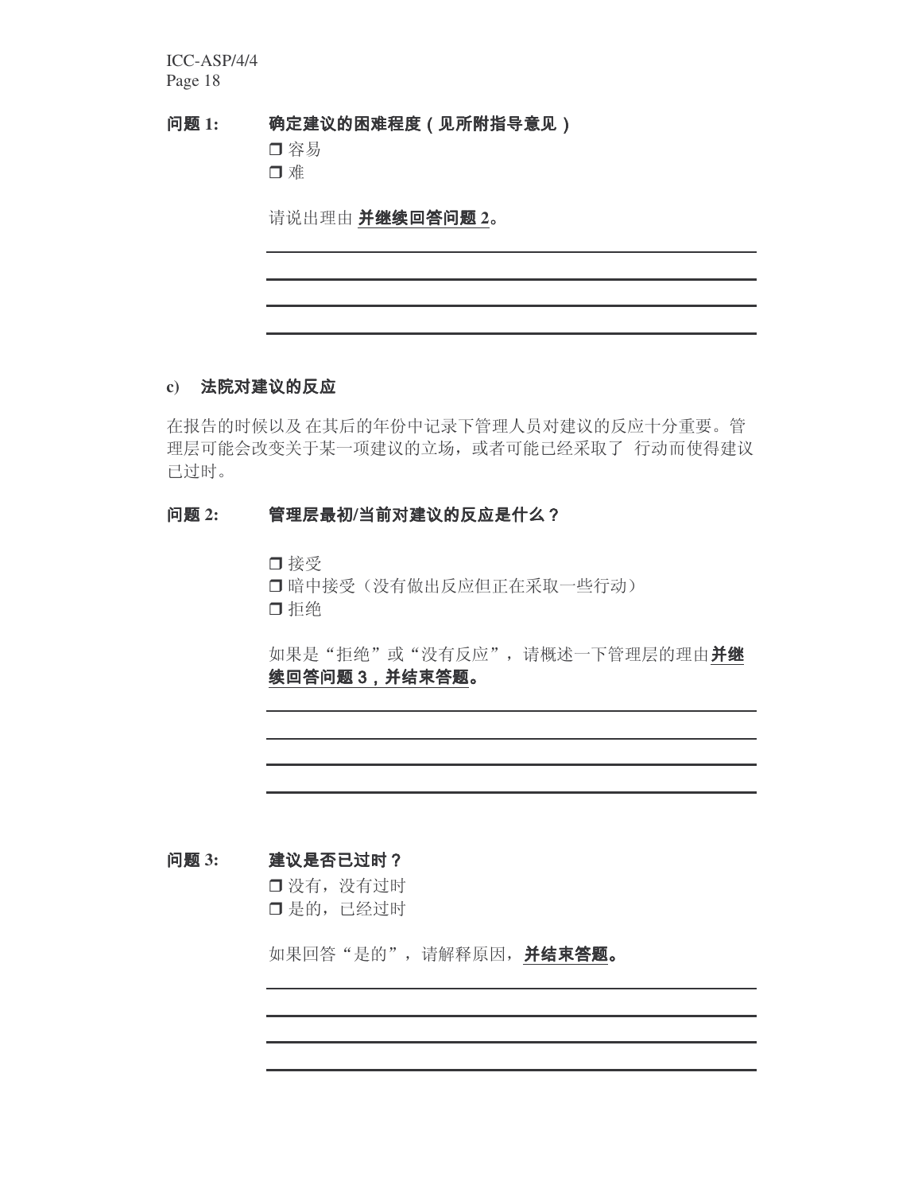**问题 1:** **确定建议的困难程度（见所附指导意见）**

❒ 容易
❒ 难

请说出理由 **并继续回答问题 2**。

______________________________________________

______________________________________________

______________________________________________

______________________________________________

**c) 法院对建议的反应**

在报告的时候以及 在其后的年份中记录下管理人员对建议的反应十分重要。管理层可能会改变关于某一项建议的立场，或者可能已经采取了 行动而使得建议已过时。

**问题 2:** **管理层最初/当前对建议的反应是什么？**

❒ 接受
❒ 暗中接受（没有做出反应但正在采取一些行动）
❒ 拒绝

如果是“拒绝”或“没有反应”，请概述一下管理层的理由**并继续回答问题 3，并结束答题**。

______________________________________________

______________________________________________

______________________________________________

______________________________________________

**问题 3:** **建议是否已过时？**

❒ 没有，没有过时
❒ 是的，已经过时

如果回答“是的”，请解释原因，**并结束答题**。

______________________________________________

______________________________________________

______________________________________________

______________________________________________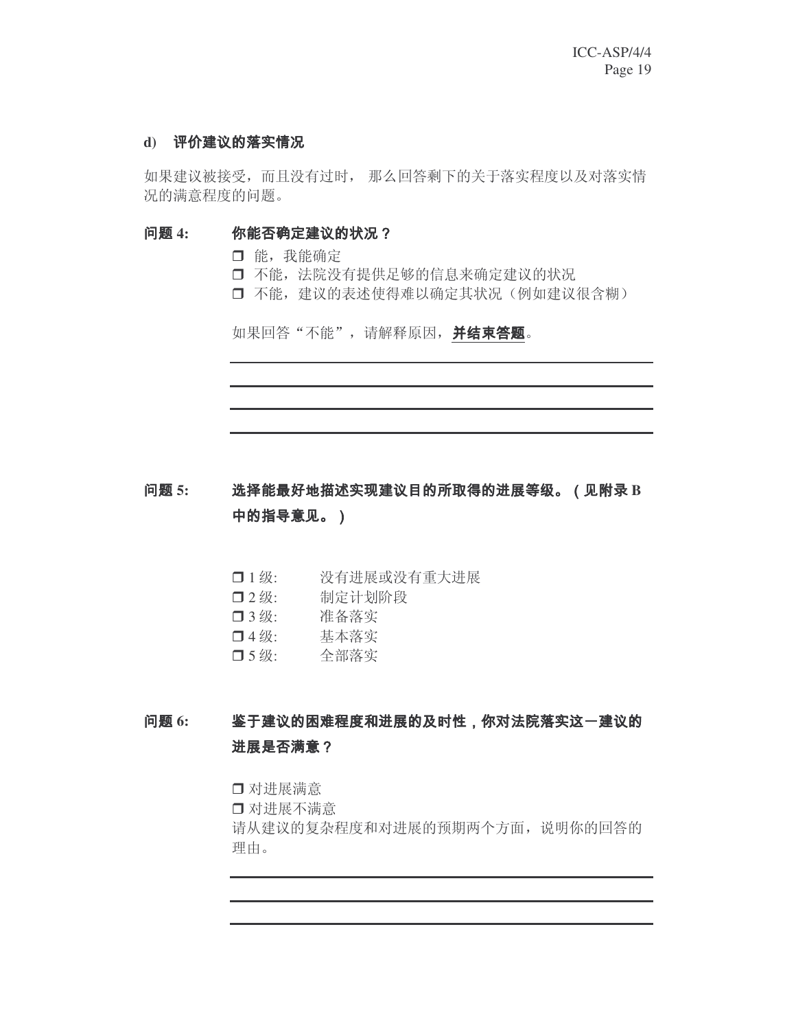### d) 评价建议的落实情况

如果建议被接受，而且没有过时， 那么回答剩下的关于落实程度以及对落实情况的满意程度的问题。

**问题 4:** **你能否确定建议的状况？**

- ❒ 能，我能确定
- ❒ 不能，法院没有提供足够的信息来确定建议的状况
- ❒ 不能，建议的表述使得难以确定其状况（例如建议很含糊）

如果回答“不能”，请解释原因，**并结束答题**。

______________________________________________

______________________________________________

______________________________________________

______________________________________________

**问题 5:** **选择能最好地描述实现建议目的所取得的进展等级。（见附录 B 中的指导意见。）**

- ❒ 1 级: 没有进展或没有重大进展
- ❒ 2 级: 制定计划阶段
- ❒ 3 级: 准备落实
- ❒ 4 级: 基本落实
- ❒ 5 级: 全部落实

**问题 6:** **鉴于建议的困难程度和进展的及时性，你对法院落实这一建议的进展是否满意？**

- ❒ 对进展满意
- ❒ 对进展不满意

请从建议的复杂程度和对进展的预期两个方面，说明你的回答的理由。

______________________________________________

______________________________________________

______________________________________________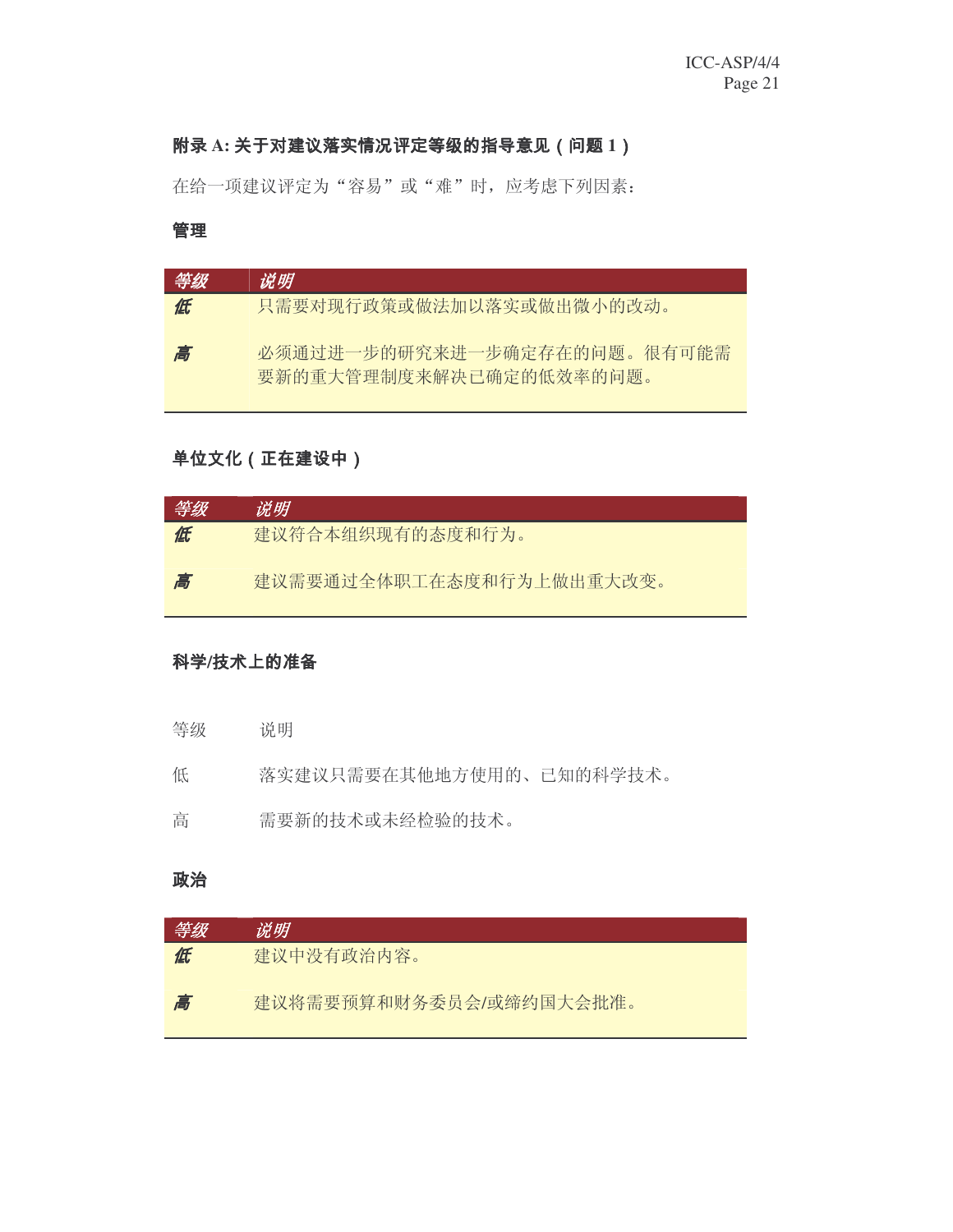## 附录 A: 关于对建议落实情况评定等级的指导意见（问题 1）

在给一项建议评定为“容易”或“难”时，应考虑下列因素：

### 管理

| 等级 | 说明 |
| --- | --- |
| 低 | 只需要对现行政策或做法加以落实或做出微小的改动。 |
| 高 | 必须通过进一步的研究来进一步确定存在的问题。很有可能需要新的重大管理制度来解决已确定的低效率的问题。 |

### 单位文化（正在建设中）

| 等级 | 说明 |
| --- | --- |
| 低 | 建议符合本组织现有的态度和行为。 |
| 高 | 建议需要通过全体职工在态度和行为上做出重大改变。 |

### 科学/技术上的准备

| 等级 | 说明 |
| --- | --- |
| 低 | 落实建议只需要在其他地方使用的、已知的科学技术。 |
| 高 | 需要新的技术或未经检验的技术。 |

### 政治

| 等级 | 说明 |
| --- | --- |
| 低 | 建议中没有政治内容。 |
| 高 | 建议将需要预算和财务委员会/或缔约国大会批准。 |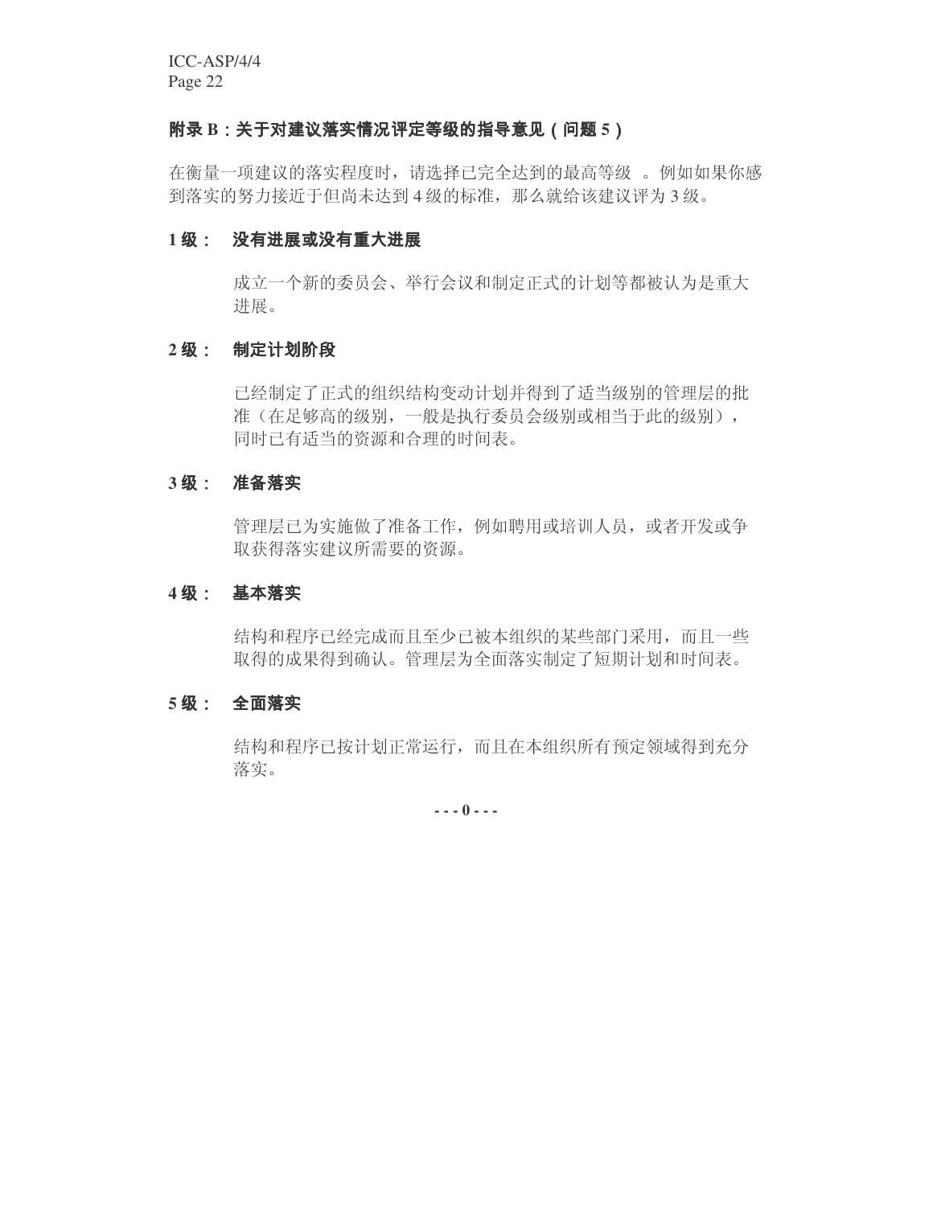## 附录 B：关于对建议落实情况评定等级的指导意见（问题 5）

在衡量一项建议的落实程度时，请选择已完全达到的最高等级 。例如如果你感到落实的努力接近于但尚未达到 4 级的标准，那么就给该建议评为 3 级。

**1 级： 没有进展或没有重大进展**

成立一个新的委员会、举行会议和制定正式的计划等都被认为是重大进展。

**2 级： 制定计划阶段**

已经制定了正式的组织结构变动计划并得到了适当级别的管理层的批准（在足够高的级别，一般是执行委员会级别或相当于此的级别），同时已有适当的资源和合理的时间表。

**3 级： 准备落实**

管理层已为实施做了准备工作，例如聘用或培训人员，或者开发或争取获得落实建议所需要的资源。

**4 级： 基本落实**

结构和程序已经完成而且至少已被本组织的某些部门采用，而且一些取得的成果得到确认。管理层为全面落实制定了短期计划和时间表。

**5 级： 全面落实**

结构和程序已按计划正常运行，而且在本组织所有预定领域得到充分落实。

**- - - 0 - - -**